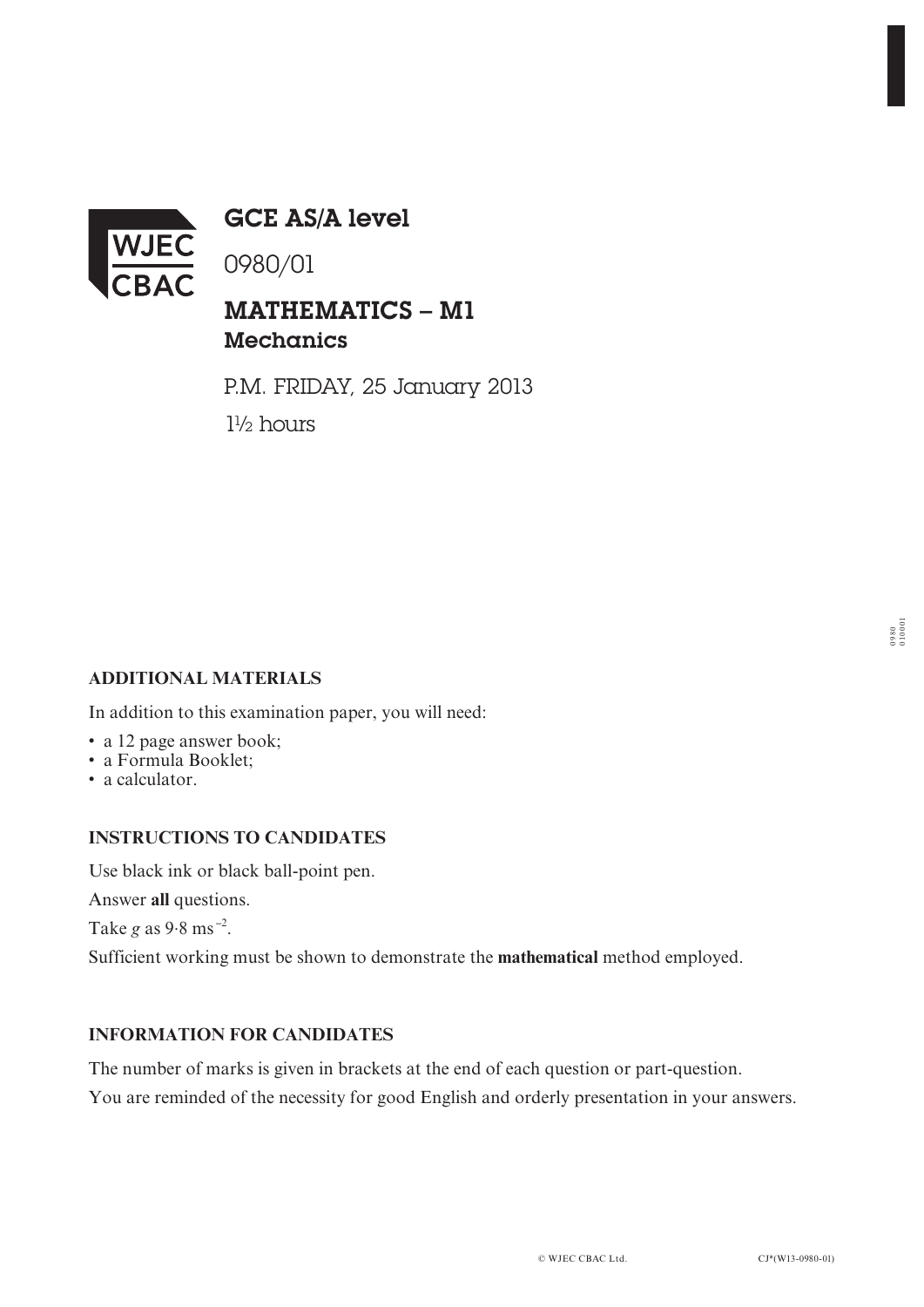WJEC CBAC

# GCE AS/A level

0980/01

## MATHEMATICS – M1
### Mechanics

P.M. FRIDAY, 25 January 2013

1½ hours

**ADDITIONAL MATERIALS**

In addition to this examination paper, you will need:

- a 12 page answer book;
- a Formula Booklet;
- a calculator.

**INSTRUCTIONS TO CANDIDATES**

Use black ink or black ball-point pen.

Answer **all** questions.

Take $g$ as $9{\cdot}8\ \text{ms}^{-2}$.

Sufficient working must be shown to demonstrate the **mathematical** method employed.

**INFORMATION FOR CANDIDATES**

The number of marks is given in brackets at the end of each question or part-question.

You are reminded of the necessity for good English and orderly presentation in your answers.

© WJEC CBAC Ltd. CJ*(W13-0980-01)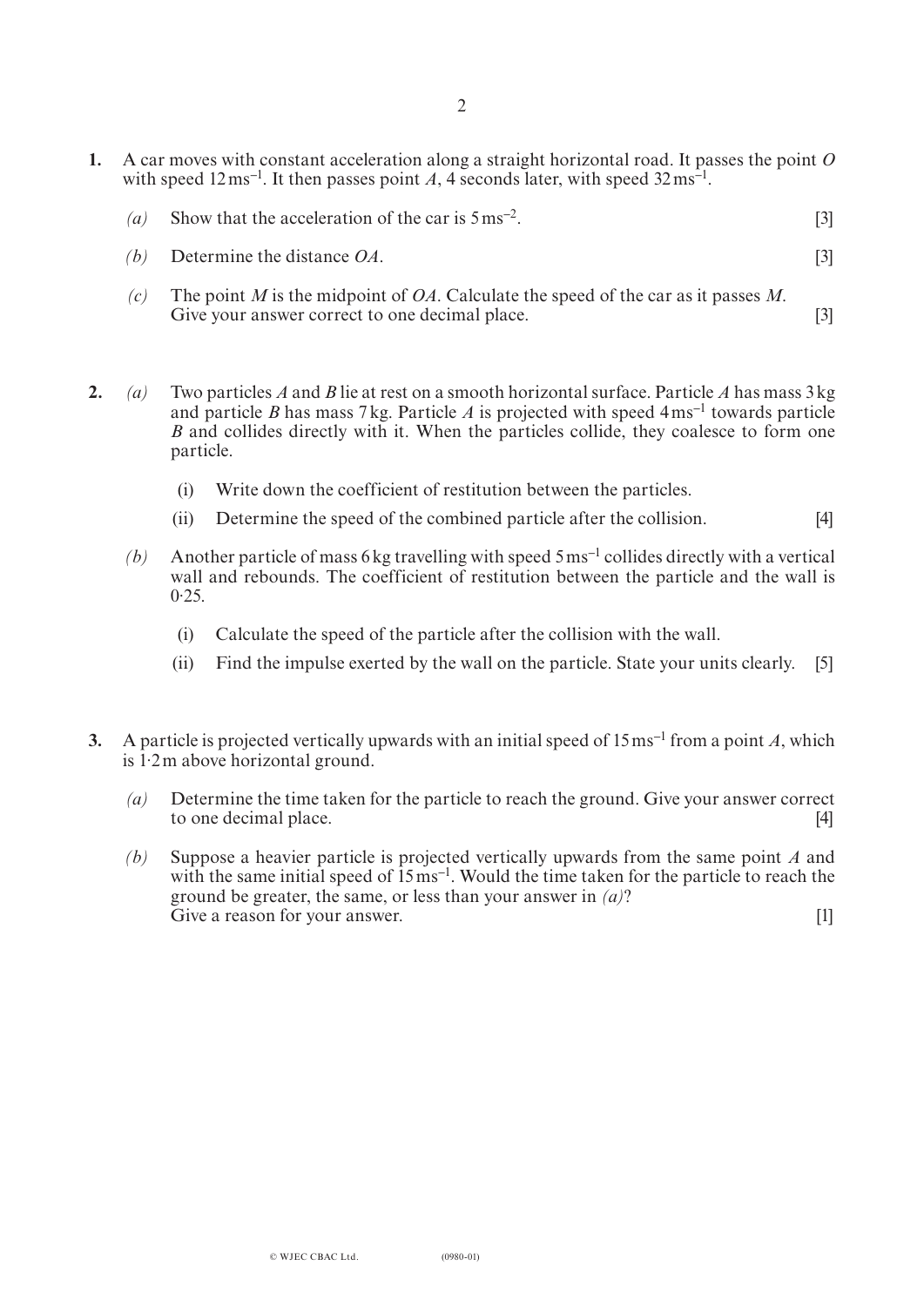**1.** A car moves with constant acceleration along a straight horizontal road. It passes the point $O$ with speed $12\,\text{ms}^{-1}$. It then passes point $A$, 4 seconds later, with speed $32\,\text{ms}^{-1}$.

*(a)* Show that the acceleration of the car is $5\,\text{ms}^{-2}$. [3]

*(b)* Determine the distance $OA$. [3]

*(c)* The point $M$ is the midpoint of $OA$. Calculate the speed of the car as it passes $M$. Give your answer correct to one decimal place. [3]

**2.** *(a)* Two particles $A$ and $B$ lie at rest on a smooth horizontal surface. Particle $A$ has mass 3 kg and particle $B$ has mass 7 kg. Particle $A$ is projected with speed $4\,\text{ms}^{-1}$ towards particle $B$ and collides directly with it. When the particles collide, they coalesce to form one particle.

(i) Write down the coefficient of restitution between the particles.

(ii) Determine the speed of the combined particle after the collision. [4]

*(b)* Another particle of mass 6 kg travelling with speed $5\,\text{ms}^{-1}$ collides directly with a vertical wall and rebounds. The coefficient of restitution between the particle and the wall is 0·25.

(i) Calculate the speed of the particle after the collision with the wall.

(ii) Find the impulse exerted by the wall on the particle. State your units clearly. [5]

**3.** A particle is projected vertically upwards with an initial speed of $15\,\text{ms}^{-1}$ from a point $A$, which is 1·2 m above horizontal ground.

*(a)* Determine the time taken for the particle to reach the ground. Give your answer correct to one decimal place. [4]

*(b)* Suppose a heavier particle is projected vertically upwards from the same point $A$ and with the same initial speed of $15\,\text{ms}^{-1}$. Would the time taken for the particle to reach the ground be greater, the same, or less than your answer in *(a)*?
Give a reason for your answer. [1]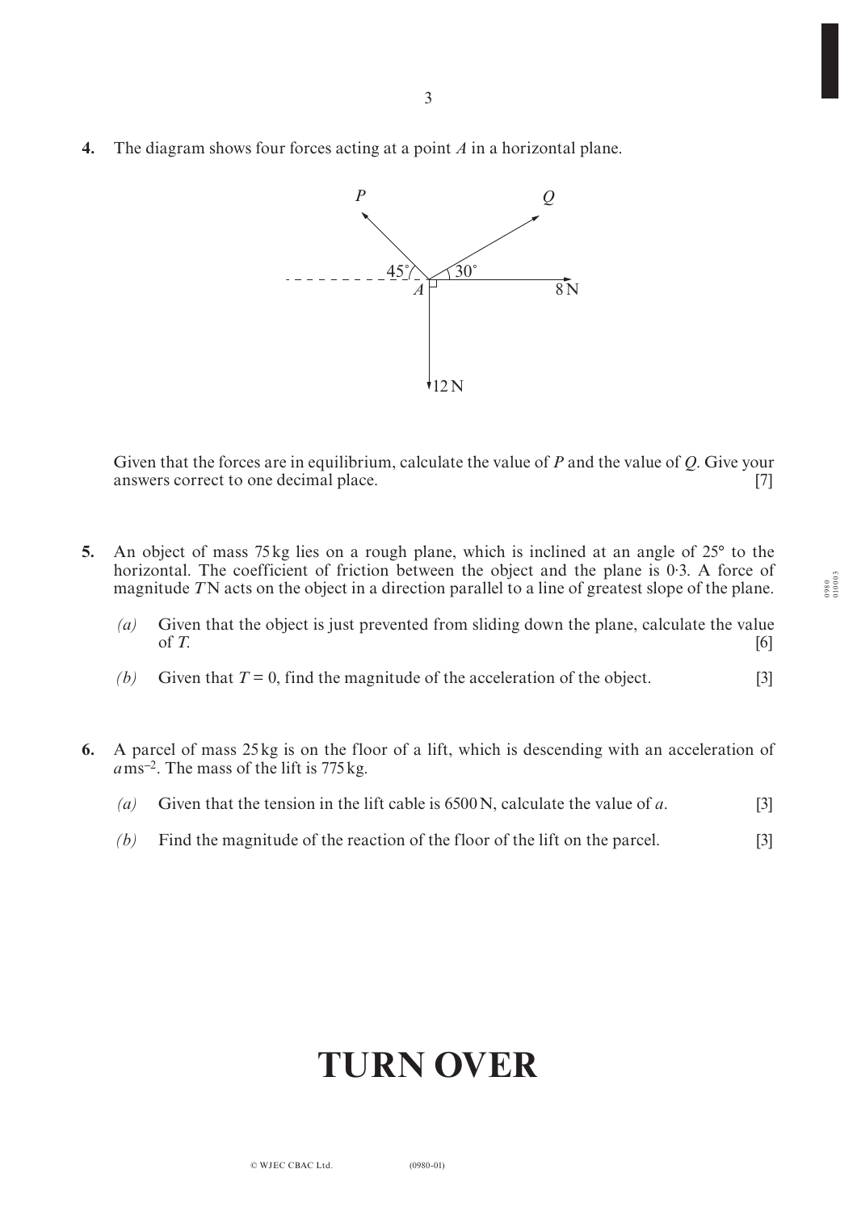**4.** The diagram shows four forces acting at a point $A$ in a horizontal plane.

Given that the forces are in equilibrium, calculate the value of $P$ and the value of $Q$. Give your answers correct to one decimal place. [7]

**5.** An object of mass 75 kg lies on a rough plane, which is inclined at an angle of 25° to the horizontal. The coefficient of friction between the object and the plane is 0·3. A force of magnitude $T$ N acts on the object in a direction parallel to a line of greatest slope of the plane.

*(a)* Given that the object is just prevented from sliding down the plane, calculate the value of $T$. [6]

*(b)* Given that $T = 0$, find the magnitude of the acceleration of the object. [3]

**6.** A parcel of mass 25 kg is on the floor of a lift, which is descending with an acceleration of $a \text{ ms}^{-2}$. The mass of the lift is 775 kg.

*(a)* Given that the tension in the lift cable is 6500 N, calculate the value of $a$. [3]

*(b)* Find the magnitude of the reaction of the floor of the lift on the parcel. [3]

# TURN OVER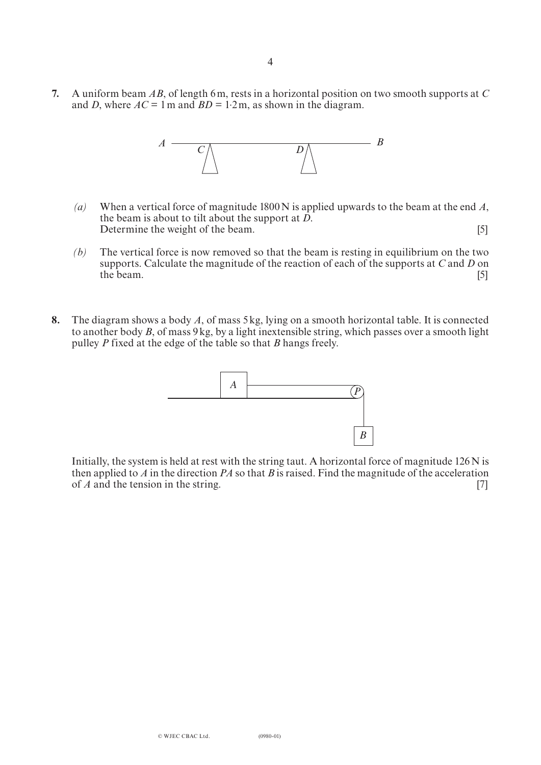**7.** A uniform beam $AB$, of length 6 m, rests in a horizontal position on two smooth supports at $C$ and $D$, where $AC = 1$ m and $BD = 1{\cdot}2$ m, as shown in the diagram.

*(a)* When a vertical force of magnitude 1800 N is applied upwards to the beam at the end $A$, the beam is about to tilt about the support at $D$.
Determine the weight of the beam. [5]

*(b)* The vertical force is now removed so that the beam is resting in equilibrium on the two supports. Calculate the magnitude of the reaction of each of the supports at $C$ and $D$ on the beam. [5]

**8.** The diagram shows a body $A$, of mass 5 kg, lying on a smooth horizontal table. It is connected to another body $B$, of mass 9 kg, by a light inextensible string, which passes over a smooth light pulley $P$ fixed at the edge of the table so that $B$ hangs freely.

Initially, the system is held at rest with the string taut. A horizontal force of magnitude 126 N is then applied to $A$ in the direction $PA$ so that $B$ is raised. Find the magnitude of the acceleration of $A$ and the tension in the string. [7]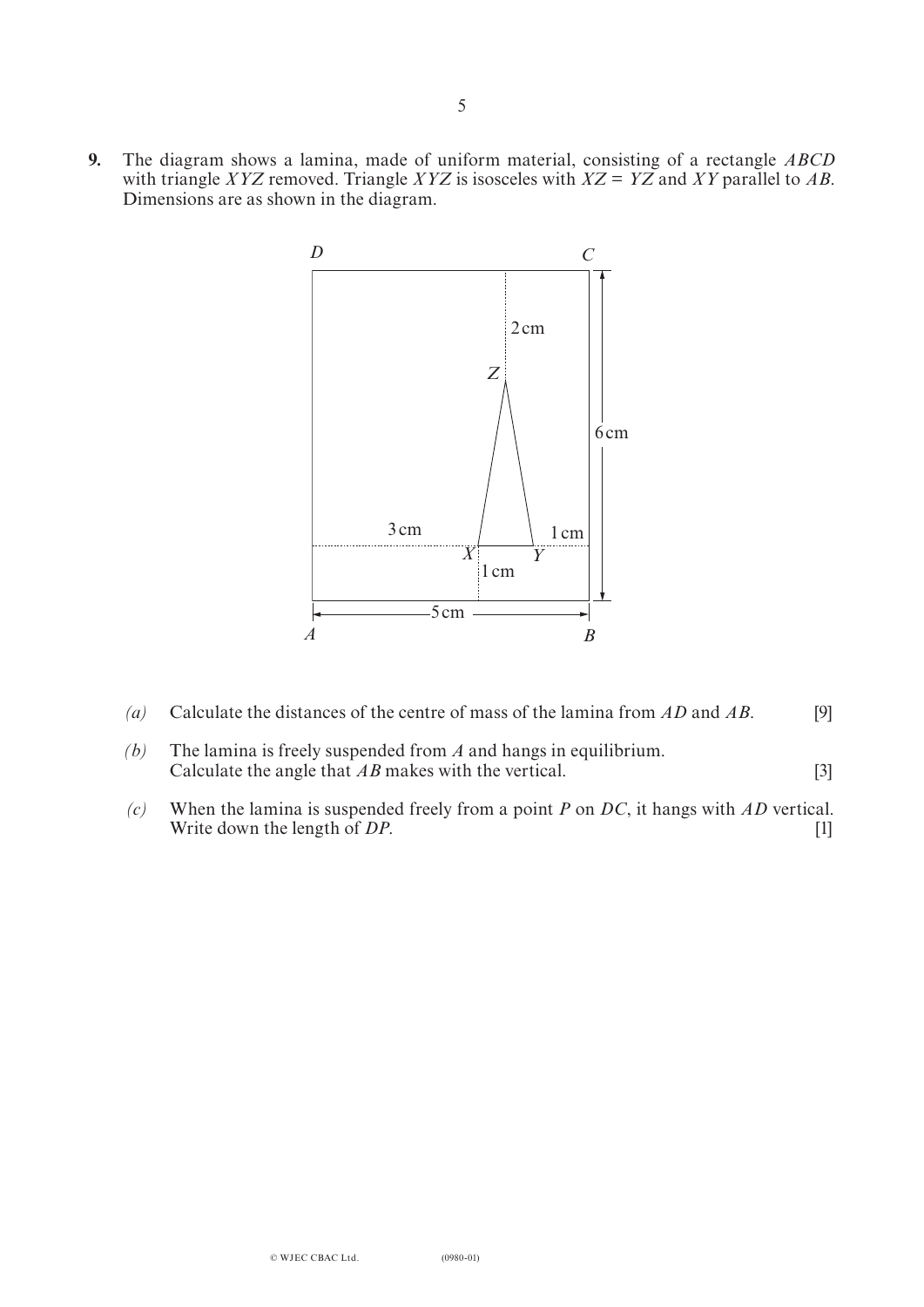**9.** The diagram shows a lamina, made of uniform material, consisting of a rectangle $ABCD$ with triangle $XYZ$ removed. Triangle $XYZ$ is isosceles with $XZ = YZ$ and $XY$ parallel to $AB$. Dimensions are as shown in the diagram.

D C
2 cm
Z
6 cm
3 cm 1 cm
X Y
1 cm
5 cm
A B

*(a)* Calculate the distances of the centre of mass of the lamina from $AD$ and $AB$. [9]

*(b)* The lamina is freely suspended from $A$ and hangs in equilibrium.
Calculate the angle that $AB$ makes with the vertical. [3]

*(c)* When the lamina is suspended freely from a point $P$ on $DC$, it hangs with $AD$ vertical.
Write down the length of $DP$. [1]